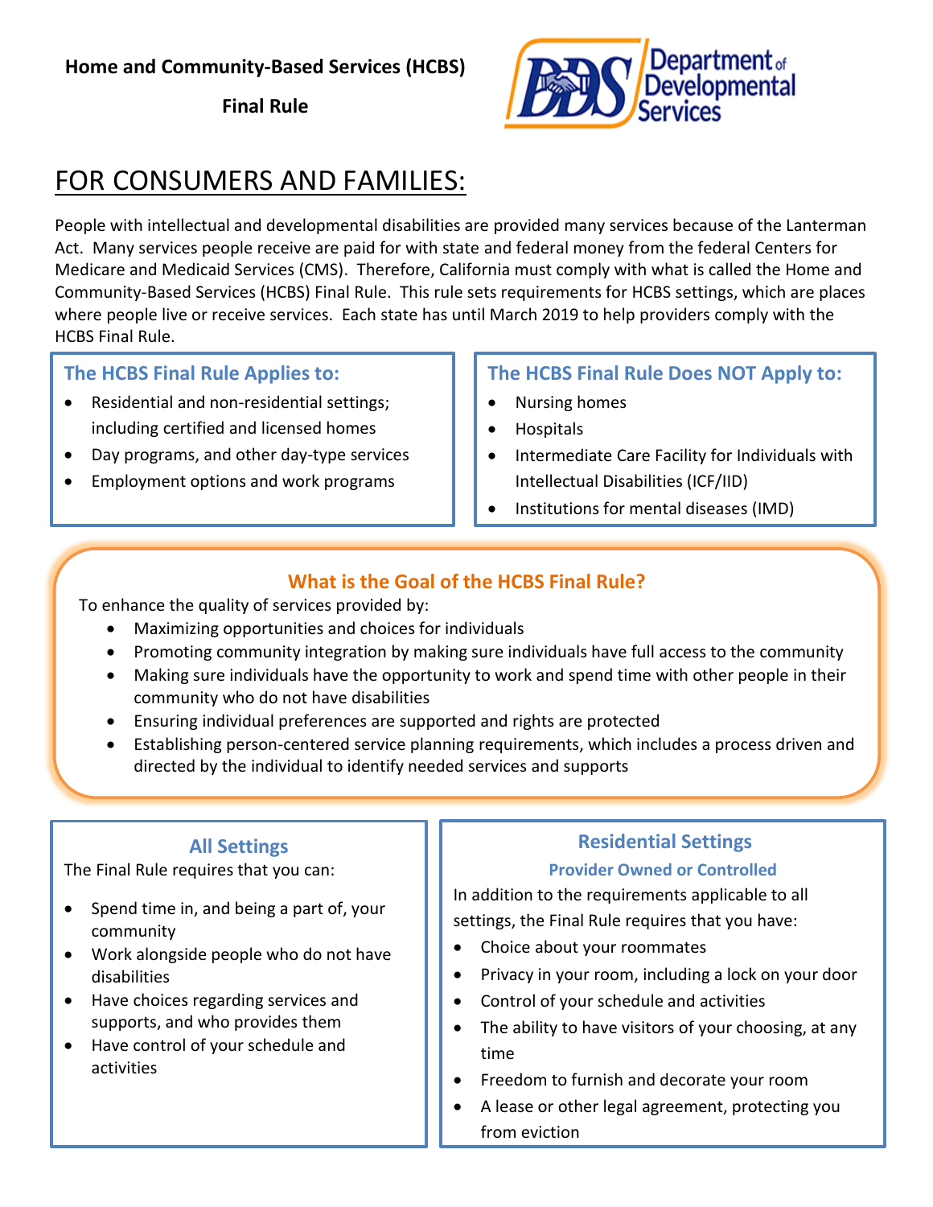**Home and Community-Based Services (HCBS)**

**Final Rule**

Department of Developmental Services

# FOR CONSUMERS AND FAMILIES:

People with intellectual and developmental disabilities are provided many services because of the Lanterman Act. Many services people receive are paid for with state and federal money from the federal Centers for Medicare and Medicaid Services (CMS). Therefore, California must comply with what is called the Home and Community-Based Services (HCBS) Final Rule. This rule sets requirements for HCBS settings, which are places where people live or receive services. Each state has until March 2019 to help providers comply with the HCBS Final Rule.

## The HCBS Final Rule Applies to:

- Residential and non-residential settings; including certified and licensed homes
- Day programs, and other day-type services
- Employment options and work programs

## The HCBS Final Rule Does NOT Apply to:

- Nursing homes
- Hospitals
- Intermediate Care Facility for Individuals with Intellectual Disabilities (ICF/IID)
- Institutions for mental diseases (IMD)

## What is the Goal of the HCBS Final Rule?

To enhance the quality of services provided by:

- Maximizing opportunities and choices for individuals
- Promoting community integration by making sure individuals have full access to the community
- Making sure individuals have the opportunity to work and spend time with other people in their community who do not have disabilities
- Ensuring individual preferences are supported and rights are protected
- Establishing person-centered service planning requirements, which includes a process driven and directed by the individual to identify needed services and supports

## All Settings

The Final Rule requires that you can:

- Spend time in, and being a part of, your community
- Work alongside people who do not have disabilities
- Have choices regarding services and supports, and who provides them
- Have control of your schedule and activities

## Residential Settings

### Provider Owned or Controlled

In addition to the requirements applicable to all settings, the Final Rule requires that you have:

- Choice about your roommates
- Privacy in your room, including a lock on your door
- Control of your schedule and activities
- The ability to have visitors of your choosing, at any time
- Freedom to furnish and decorate your room
- A lease or other legal agreement, protecting you from eviction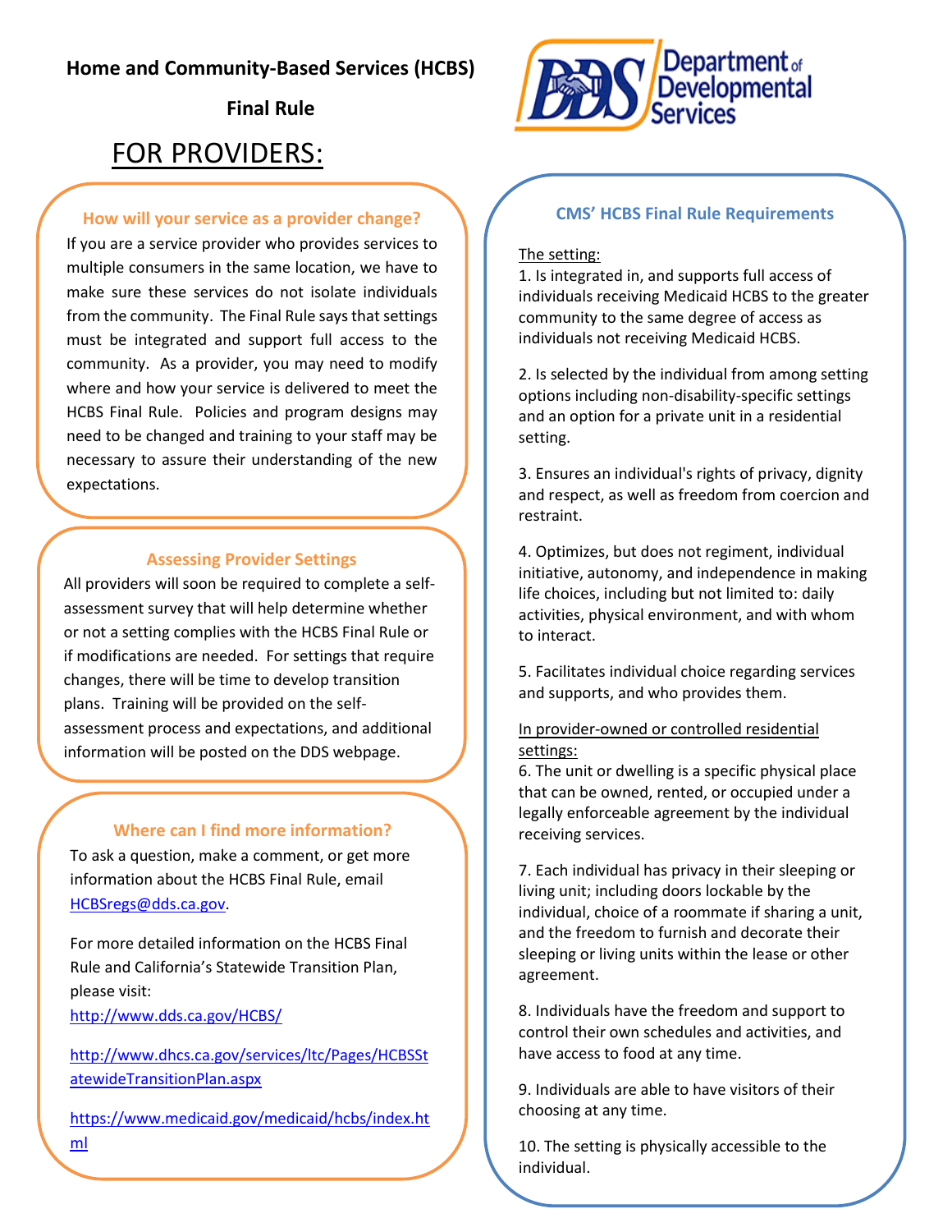**Home and Community-Based Services (HCBS)**

**Final Rule**

# FOR PROVIDERS:

### How will your service as a provider change?

If you are a service provider who provides services to multiple consumers in the same location, we have to make sure these services do not isolate individuals from the community. The Final Rule says that settings must be integrated and support full access to the community. As a provider, you may need to modify where and how your service is delivered to meet the HCBS Final Rule. Policies and program designs may need to be changed and training to your staff may be necessary to assure their understanding of the new expectations.

### Assessing Provider Settings

All providers will soon be required to complete a self-assessment survey that will help determine whether or not a setting complies with the HCBS Final Rule or if modifications are needed. For settings that require changes, there will be time to develop transition plans. Training will be provided on the self-assessment process and expectations, and additional information will be posted on the DDS webpage.

### Where can I find more information?

To ask a question, make a comment, or get more information about the HCBS Final Rule, email HCBSregs@dds.ca.gov.

For more detailed information on the HCBS Final Rule and California's Statewide Transition Plan, please visit:

http://www.dds.ca.gov/HCBS/

http://www.dhcs.ca.gov/services/ltc/Pages/HCBSStatewideTransitionPlan.aspx

https://www.medicaid.gov/medicaid/hcbs/index.html

### CMS' HCBS Final Rule Requirements

The setting:

1. Is integrated in, and supports full access of individuals receiving Medicaid HCBS to the greater community to the same degree of access as individuals not receiving Medicaid HCBS.

2. Is selected by the individual from among setting options including non-disability-specific settings and an option for a private unit in a residential setting.

3. Ensures an individual's rights of privacy, dignity and respect, as well as freedom from coercion and restraint.

4. Optimizes, but does not regiment, individual initiative, autonomy, and independence in making life choices, including but not limited to: daily activities, physical environment, and with whom to interact.

5. Facilitates individual choice regarding services and supports, and who provides them.

In provider-owned or controlled residential settings:

6. The unit or dwelling is a specific physical place that can be owned, rented, or occupied under a legally enforceable agreement by the individual receiving services.

7. Each individual has privacy in their sleeping or living unit; including doors lockable by the individual, choice of a roommate if sharing a unit, and the freedom to furnish and decorate their sleeping or living units within the lease or other agreement.

8. Individuals have the freedom and support to control their own schedules and activities, and have access to food at any time.

9. Individuals are able to have visitors of their choosing at any time.

10. The setting is physically accessible to the individual.